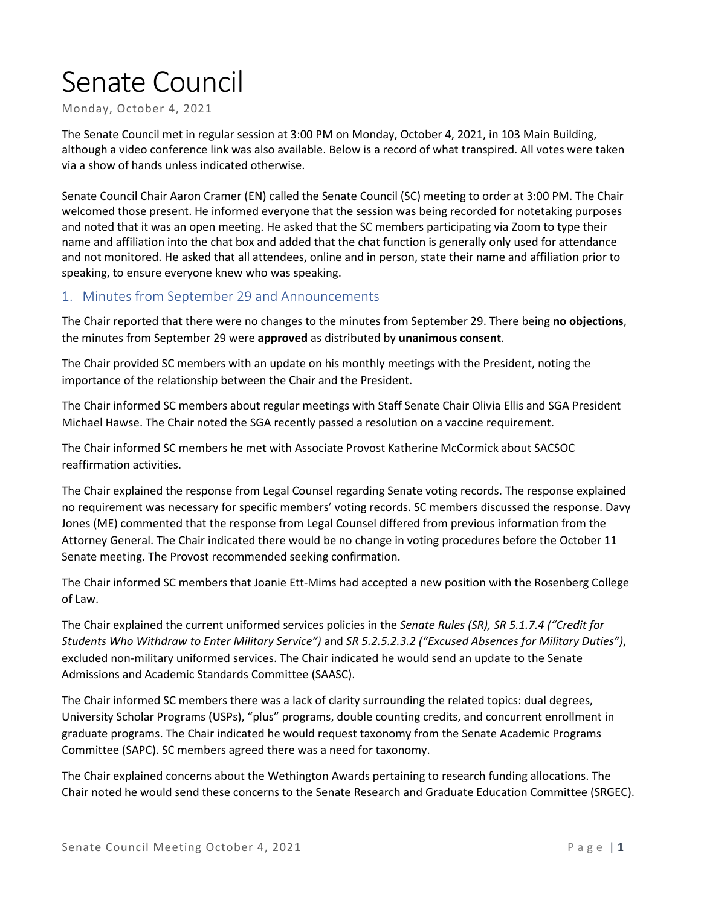# Senate Council

Monday, October 4, 2021

The Senate Council met in regular session at 3:00 PM on Monday, October 4, 2021, in 103 Main Building, although a video conference link was also available. Below is a record of what transpired. All votes were taken via a show of hands unless indicated otherwise.

Senate Council Chair Aaron Cramer (EN) called the Senate Council (SC) meeting to order at 3:00 PM. The Chair welcomed those present. He informed everyone that the session was being recorded for notetaking purposes and noted that it was an open meeting. He asked that the SC members participating via Zoom to type their name and affiliation into the chat box and added that the chat function is generally only used for attendance and not monitored. He asked that all attendees, online and in person, state their name and affiliation prior to speaking, to ensure everyone knew who was speaking.

## 1. Minutes from September 29 and Announcements

The Chair reported that there were no changes to the minutes from September 29. There being **no objections**, the minutes from September 29 were **approved** as distributed by **unanimous consent**.

The Chair provided SC members with an update on his monthly meetings with the President, noting the importance of the relationship between the Chair and the President.

The Chair informed SC members about regular meetings with Staff Senate Chair Olivia Ellis and SGA President Michael Hawse. The Chair noted the SGA recently passed a resolution on a vaccine requirement.

The Chair informed SC members he met with Associate Provost Katherine McCormick about SACSOC reaffirmation activities.

The Chair explained the response from Legal Counsel regarding Senate voting records. The response explained no requirement was necessary for specific members' voting records. SC members discussed the response. Davy Jones (ME) commented that the response from Legal Counsel differed from previous information from the Attorney General. The Chair indicated there would be no change in voting procedures before the October 11 Senate meeting. The Provost recommended seeking confirmation.

The Chair informed SC members that Joanie Ett-Mims had accepted a new position with the Rosenberg College of Law.

The Chair explained the current uniformed services policies in the *Senate Rules (SR), SR 5.1.7.4 ("Credit for Students Who Withdraw to Enter Military Service")* and *SR 5.2.5.2.3.2 ("Excused Absences for Military Duties")*, excluded non-military uniformed services. The Chair indicated he would send an update to the Senate Admissions and Academic Standards Committee (SAASC).

The Chair informed SC members there was a lack of clarity surrounding the related topics: dual degrees, University Scholar Programs (USPs), "plus" programs, double counting credits, and concurrent enrollment in graduate programs. The Chair indicated he would request taxonomy from the Senate Academic Programs Committee (SAPC). SC members agreed there was a need for taxonomy.

The Chair explained concerns about the Wethington Awards pertaining to research funding allocations. The Chair noted he would send these concerns to the Senate Research and Graduate Education Committee (SRGEC).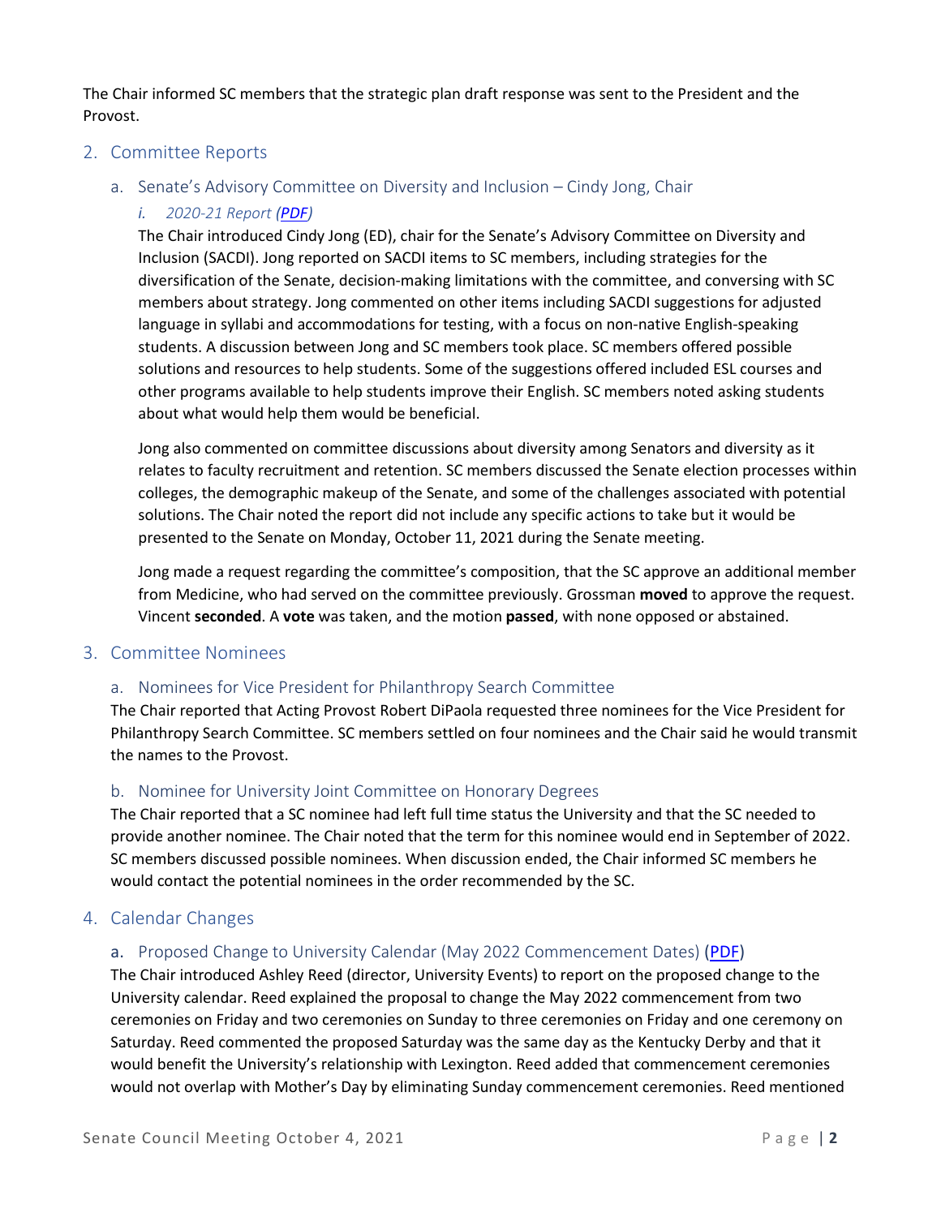The Chair informed SC members that the strategic plan draft response was sent to the President and the Provost.

## 2. Committee Reports

### a. Senate's Advisory Committee on Diversity and Inclusion – Cindy Jong, Chair

#### *i. 2020-21 Report (PDF)*

The Chair introduced Cindy Jong (ED), chair for the Senate's Advisory Committee on Diversity and Inclusion (SACDI). Jong reported on SACDI items to SC members, including strategies for the diversification of the Senate, decision-making limitations with the committee, and conversing with SC members about strategy. Jong commented on other items including SACDI suggestions for adjusted language in syllabi and accommodations for testing, with a focus on non-native English-speaking students. A discussion between Jong and SC members took place. SC members offered possible solutions and resources to help students. Some of the suggestions offered included ESL courses and other programs available to help students improve their English. SC members noted asking students about what would help them would be beneficial.

Jong also commented on committee discussions about diversity among Senators and diversity as it relates to faculty recruitment and retention. SC members discussed the Senate election processes within colleges, the demographic makeup of the Senate, and some of the challenges associated with potential solutions. The Chair noted the report did not include any specific actions to take but it would be presented to the Senate on Monday, October 11, 2021 during the Senate meeting.

Jong made a request regarding the committee's composition, that the SC approve an additional member from Medicine, who had served on the committee previously. Grossman **moved** to approve the request. Vincent **seconded**. A **vote** was taken, and the motion **passed**, with none opposed or abstained.

## 3. Committee Nominees

### a. Nominees for Vice President for Philanthropy Search Committee

The Chair reported that Acting Provost Robert DiPaola requested three nominees for the Vice President for Philanthropy Search Committee. SC members settled on four nominees and the Chair said he would transmit the names to the Provost.

### b. Nominee for University Joint Committee on Honorary Degrees

The Chair reported that a SC nominee had left full time status the University and that the SC needed to provide another nominee. The Chair noted that the term for this nominee would end in September of 2022. SC members discussed possible nominees. When discussion ended, the Chair informed SC members he would contact the potential nominees in the order recommended by the SC.

## 4. Calendar Changes

### a. Proposed Change to University Calendar (May 2022 Commencement Dates) (PDF)

The Chair introduced Ashley Reed (director, University Events) to report on the proposed change to the University calendar. Reed explained the proposal to change the May 2022 commencement from two ceremonies on Friday and two ceremonies on Sunday to three ceremonies on Friday and one ceremony on Saturday. Reed commented the proposed Saturday was the same day as the Kentucky Derby and that it would benefit the University's relationship with Lexington. Reed added that commencement ceremonies would not overlap with Mother's Day by eliminating Sunday commencement ceremonies. Reed mentioned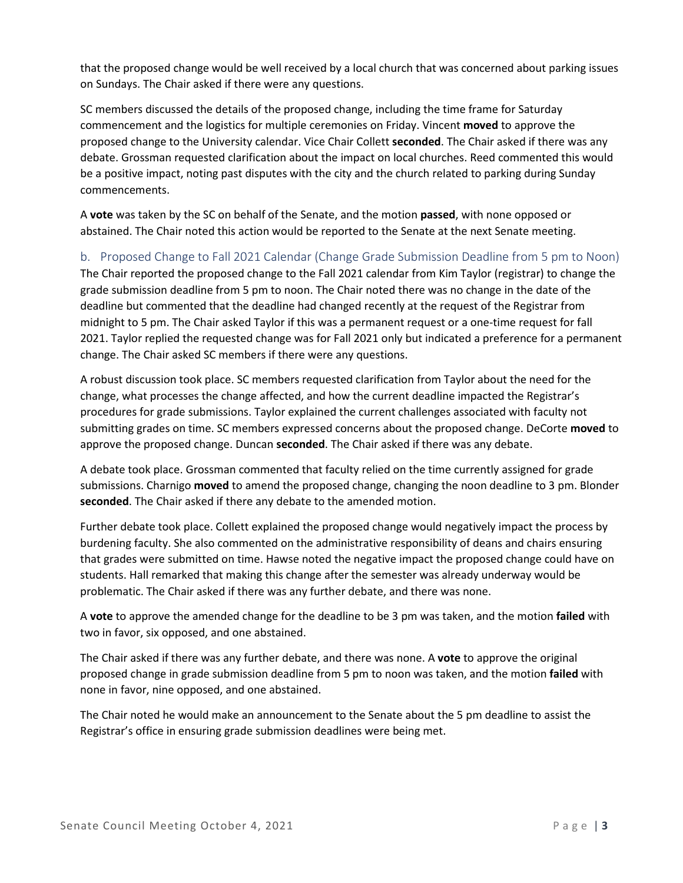that the proposed change would be well received by a local church that was concerned about parking issues on Sundays. The Chair asked if there were any questions.

SC members discussed the details of the proposed change, including the time frame for Saturday commencement and the logistics for multiple ceremonies on Friday. Vincent **moved** to approve the proposed change to the University calendar. Vice Chair Collett **seconded**. The Chair asked if there was any debate. Grossman requested clarification about the impact on local churches. Reed commented this would be a positive impact, noting past disputes with the city and the church related to parking during Sunday commencements.

A **vote** was taken by the SC on behalf of the Senate, and the motion **passed**, with none opposed or abstained. The Chair noted this action would be reported to the Senate at the next Senate meeting.

### b. Proposed Change to Fall 2021 Calendar (Change Grade Submission Deadline from 5 pm to Noon)

The Chair reported the proposed change to the Fall 2021 calendar from Kim Taylor (registrar) to change the grade submission deadline from 5 pm to noon. The Chair noted there was no change in the date of the deadline but commented that the deadline had changed recently at the request of the Registrar from midnight to 5 pm. The Chair asked Taylor if this was a permanent request or a one-time request for fall 2021. Taylor replied the requested change was for Fall 2021 only but indicated a preference for a permanent change. The Chair asked SC members if there were any questions.

A robust discussion took place. SC members requested clarification from Taylor about the need for the change, what processes the change affected, and how the current deadline impacted the Registrar's procedures for grade submissions. Taylor explained the current challenges associated with faculty not submitting grades on time. SC members expressed concerns about the proposed change. DeCorte **moved** to approve the proposed change. Duncan **seconded**. The Chair asked if there was any debate.

A debate took place. Grossman commented that faculty relied on the time currently assigned for grade submissions. Charnigo **moved** to amend the proposed change, changing the noon deadline to 3 pm. Blonder **seconded**. The Chair asked if there any debate to the amended motion.

Further debate took place. Collett explained the proposed change would negatively impact the process by burdening faculty. She also commented on the administrative responsibility of deans and chairs ensuring that grades were submitted on time. Hawse noted the negative impact the proposed change could have on students. Hall remarked that making this change after the semester was already underway would be problematic. The Chair asked if there was any further debate, and there was none.

A **vote** to approve the amended change for the deadline to be 3 pm was taken, and the motion **failed** with two in favor, six opposed, and one abstained.

The Chair asked if there was any further debate, and there was none. A **vote** to approve the original proposed change in grade submission deadline from 5 pm to noon was taken, and the motion **failed** with none in favor, nine opposed, and one abstained.

The Chair noted he would make an announcement to the Senate about the 5 pm deadline to assist the Registrar's office in ensuring grade submission deadlines were being met.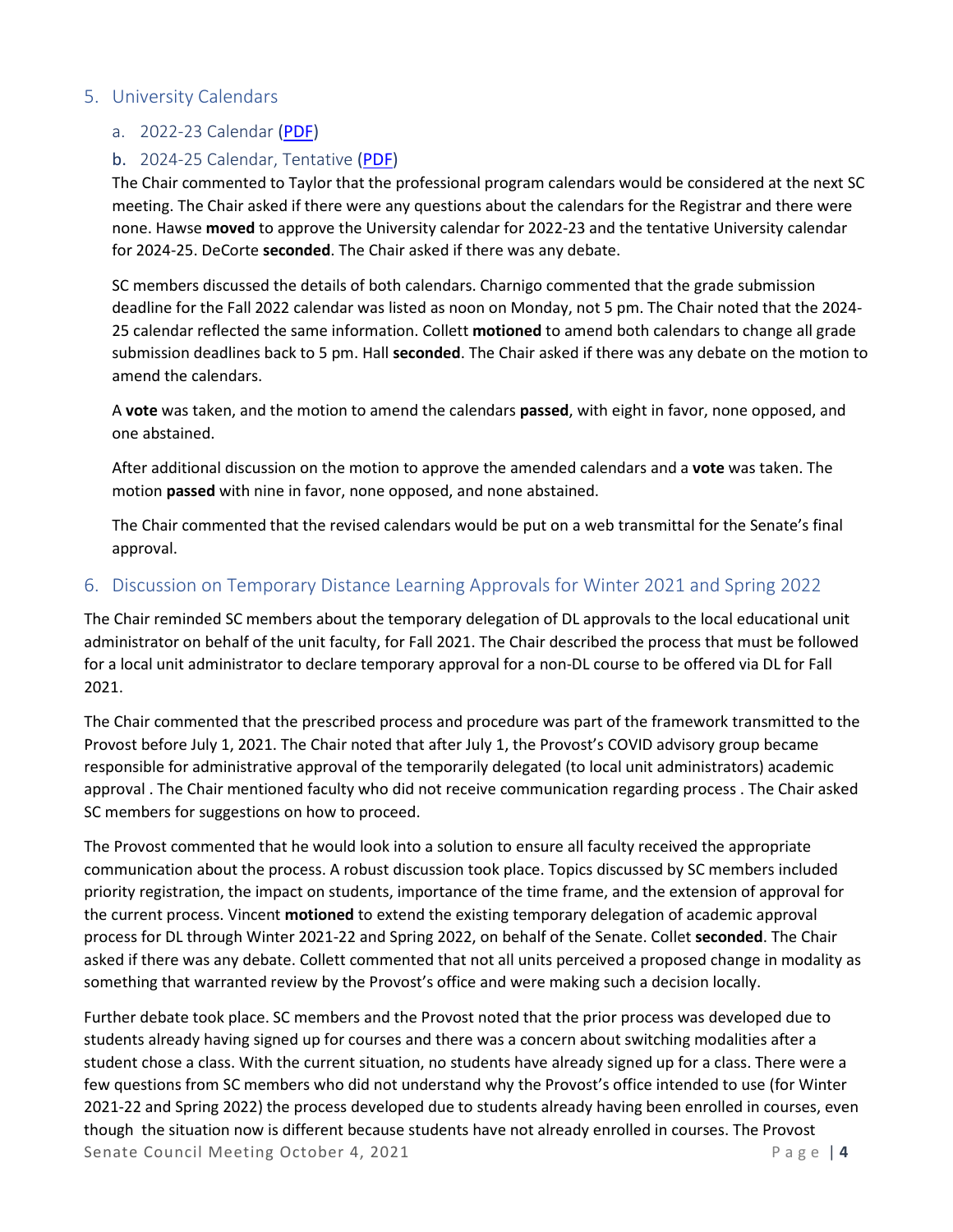## 5. University Calendars

### a. 2022-23 Calendar (PDF)

### b. 2024-25 Calendar, Tentative (PDF)

The Chair commented to Taylor that the professional program calendars would be considered at the next SC meeting. The Chair asked if there were any questions about the calendars for the Registrar and there were none. Hawse **moved** to approve the University calendar for 2022-23 and the tentative University calendar for 2024-25. DeCorte **seconded**. The Chair asked if there was any debate.

SC members discussed the details of both calendars. Charnigo commented that the grade submission deadline for the Fall 2022 calendar was listed as noon on Monday, not 5 pm. The Chair noted that the 2024-25 calendar reflected the same information. Collett **motioned** to amend both calendars to change all grade submission deadlines back to 5 pm. Hall **seconded**. The Chair asked if there was any debate on the motion to amend the calendars.

A **vote** was taken, and the motion to amend the calendars **passed**, with eight in favor, none opposed, and one abstained.

After additional discussion on the motion to approve the amended calendars and a **vote** was taken. The motion **passed** with nine in favor, none opposed, and none abstained.

The Chair commented that the revised calendars would be put on a web transmittal for the Senate's final approval.

## 6. Discussion on Temporary Distance Learning Approvals for Winter 2021 and Spring 2022

The Chair reminded SC members about the temporary delegation of DL approvals to the local educational unit administrator on behalf of the unit faculty, for Fall 2021. The Chair described the process that must be followed for a local unit administrator to declare temporary approval for a non-DL course to be offered via DL for Fall 2021.

The Chair commented that the prescribed process and procedure was part of the framework transmitted to the Provost before July 1, 2021. The Chair noted that after July 1, the Provost's COVID advisory group became responsible for administrative approval of the temporarily delegated (to local unit administrators) academic approval . The Chair mentioned faculty who did not receive communication regarding process . The Chair asked SC members for suggestions on how to proceed.

The Provost commented that he would look into a solution to ensure all faculty received the appropriate communication about the process. A robust discussion took place. Topics discussed by SC members included priority registration, the impact on students, importance of the time frame, and the extension of approval for the current process. Vincent **motioned** to extend the existing temporary delegation of academic approval process for DL through Winter 2021-22 and Spring 2022, on behalf of the Senate. Collet **seconded**. The Chair asked if there was any debate. Collett commented that not all units perceived a proposed change in modality as something that warranted review by the Provost's office and were making such a decision locally.

Further debate took place. SC members and the Provost noted that the prior process was developed due to students already having signed up for courses and there was a concern about switching modalities after a student chose a class. With the current situation, no students have already signed up for a class. There were a few questions from SC members who did not understand why the Provost's office intended to use (for Winter 2021-22 and Spring 2022) the process developed due to students already having been enrolled in courses, even though the situation now is different because students have not already enrolled in courses. The Provost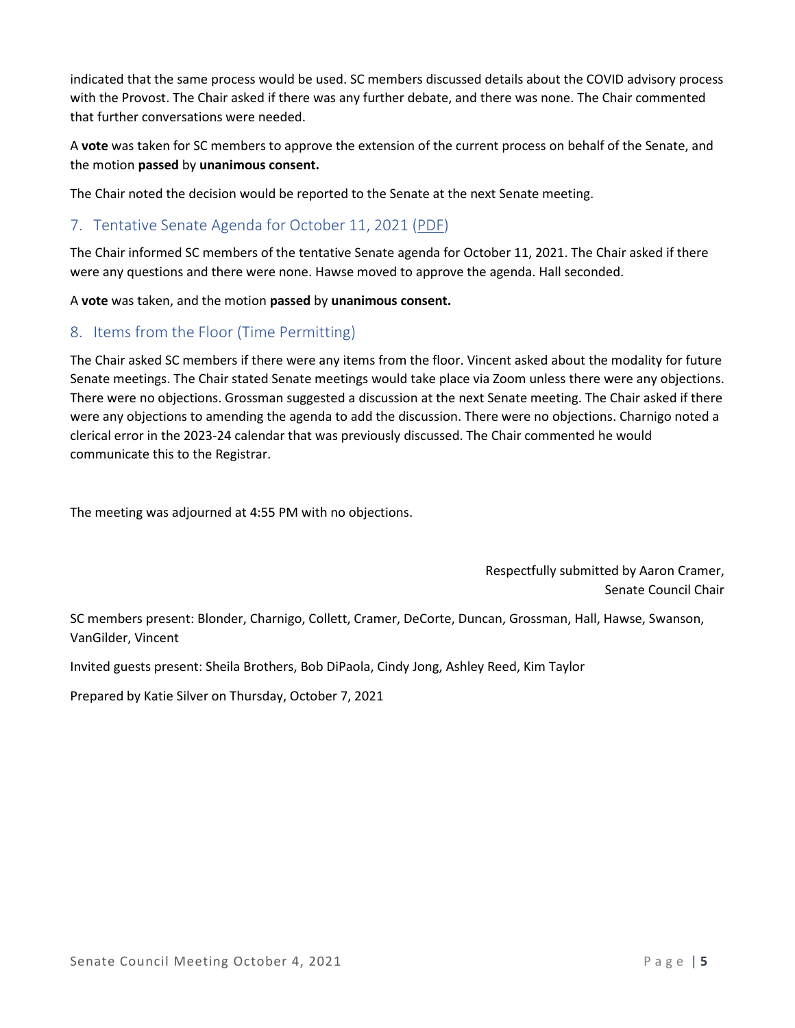indicated that the same process would be used. SC members discussed details about the COVID advisory process with the Provost. The Chair asked if there was any further debate, and there was none. The Chair commented that further conversations were needed.

A **vote** was taken for SC members to approve the extension of the current process on behalf of the Senate, and the motion **passed** by **unanimous consent.**

The Chair noted the decision would be reported to the Senate at the next Senate meeting.

## 7. Tentative Senate Agenda for October 11, 2021 (PDF)

The Chair informed SC members of the tentative Senate agenda for October 11, 2021. The Chair asked if there were any questions and there were none. Hawse moved to approve the agenda. Hall seconded.

A **vote** was taken, and the motion **passed** by **unanimous consent.**

## 8. Items from the Floor (Time Permitting)

The Chair asked SC members if there were any items from the floor. Vincent asked about the modality for future Senate meetings. The Chair stated Senate meetings would take place via Zoom unless there were any objections. There were no objections. Grossman suggested a discussion at the next Senate meeting. The Chair asked if there were any objections to amending the agenda to add the discussion. There were no objections. Charnigo noted a clerical error in the 2023-24 calendar that was previously discussed. The Chair commented he would communicate this to the Registrar.

The meeting was adjourned at 4:55 PM with no objections.

Respectfully submitted by Aaron Cramer,
Senate Council Chair

SC members present: Blonder, Charnigo, Collett, Cramer, DeCorte, Duncan, Grossman, Hall, Hawse, Swanson, VanGilder, Vincent

Invited guests present: Sheila Brothers, Bob DiPaola, Cindy Jong, Ashley Reed, Kim Taylor

Prepared by Katie Silver on Thursday, October 7, 2021